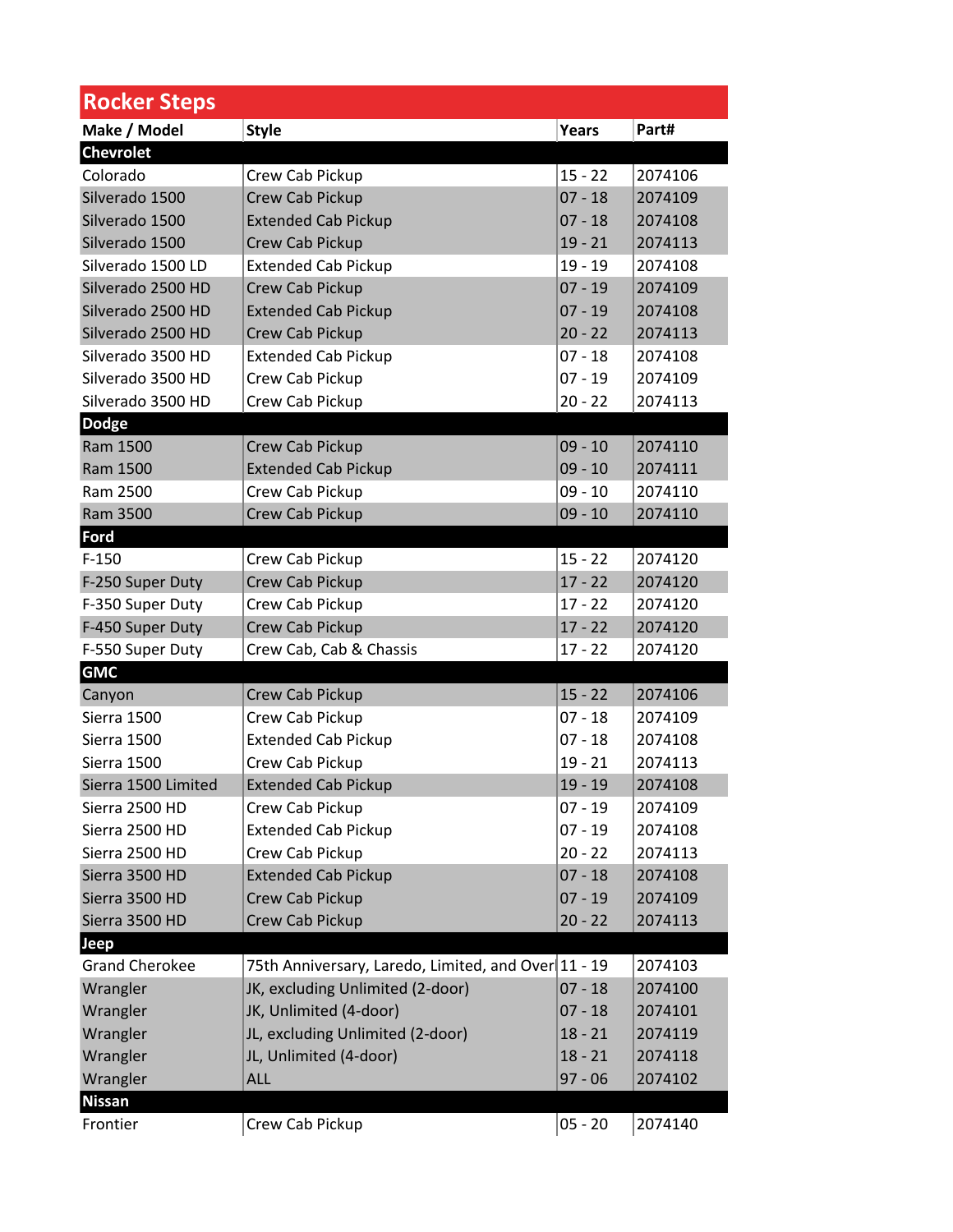## Rocker Steps

| Make / Model | Style | Years | Part# |
|---|---|---|---|
| **Chevrolet** | | | |
| Colorado | Crew Cab Pickup | 15 - 22 | 2074106 |
| Silverado 1500 | Crew Cab Pickup | 07 - 18 | 2074109 |
| Silverado 1500 | Extended Cab Pickup | 07 - 18 | 2074108 |
| Silverado 1500 | Crew Cab Pickup | 19 - 21 | 2074113 |
| Silverado 1500 LD | Extended Cab Pickup | 19 - 19 | 2074108 |
| Silverado 2500 HD | Crew Cab Pickup | 07 - 19 | 2074109 |
| Silverado 2500 HD | Extended Cab Pickup | 07 - 19 | 2074108 |
| Silverado 2500 HD | Crew Cab Pickup | 20 - 22 | 2074113 |
| Silverado 3500 HD | Extended Cab Pickup | 07 - 18 | 2074108 |
| Silverado 3500 HD | Crew Cab Pickup | 07 - 19 | 2074109 |
| Silverado 3500 HD | Crew Cab Pickup | 20 - 22 | 2074113 |
| **Dodge** | | | |
| Ram 1500 | Crew Cab Pickup | 09 - 10 | 2074110 |
| Ram 1500 | Extended Cab Pickup | 09 - 10 | 2074111 |
| Ram 2500 | Crew Cab Pickup | 09 - 10 | 2074110 |
| Ram 3500 | Crew Cab Pickup | 09 - 10 | 2074110 |
| **Ford** | | | |
| F-150 | Crew Cab Pickup | 15 - 22 | 2074120 |
| F-250 Super Duty | Crew Cab Pickup | 17 - 22 | 2074120 |
| F-350 Super Duty | Crew Cab Pickup | 17 - 22 | 2074120 |
| F-450 Super Duty | Crew Cab Pickup | 17 - 22 | 2074120 |
| F-550 Super Duty | Crew Cab, Cab & Chassis | 17 - 22 | 2074120 |
| **GMC** | | | |
| Canyon | Crew Cab Pickup | 15 - 22 | 2074106 |
| Sierra 1500 | Crew Cab Pickup | 07 - 18 | 2074109 |
| Sierra 1500 | Extended Cab Pickup | 07 - 18 | 2074108 |
| Sierra 1500 | Crew Cab Pickup | 19 - 21 | 2074113 |
| Sierra 1500 Limited | Extended Cab Pickup | 19 - 19 | 2074108 |
| Sierra 2500 HD | Crew Cab Pickup | 07 - 19 | 2074109 |
| Sierra 2500 HD | Extended Cab Pickup | 07 - 19 | 2074108 |
| Sierra 2500 HD | Crew Cab Pickup | 20 - 22 | 2074113 |
| Sierra 3500 HD | Extended Cab Pickup | 07 - 18 | 2074108 |
| Sierra 3500 HD | Crew Cab Pickup | 07 - 19 | 2074109 |
| Sierra 3500 HD | Crew Cab Pickup | 20 - 22 | 2074113 |
| **Jeep** | | | |
| Grand Cherokee | 75th Anniversary, Laredo, Limited, and Overl | 11 - 19 | 2074103 |
| Wrangler | JK, excluding Unlimited (2-door) | 07 - 18 | 2074100 |
| Wrangler | JK, Unlimited (4-door) | 07 - 18 | 2074101 |
| Wrangler | JL, excluding Unlimited (2-door) | 18 - 21 | 2074119 |
| Wrangler | JL, Unlimited (4-door) | 18 - 21 | 2074118 |
| Wrangler | ALL | 97 - 06 | 2074102 |
| **Nissan** | | | |
| Frontier | Crew Cab Pickup | 05 - 20 | 2074140 |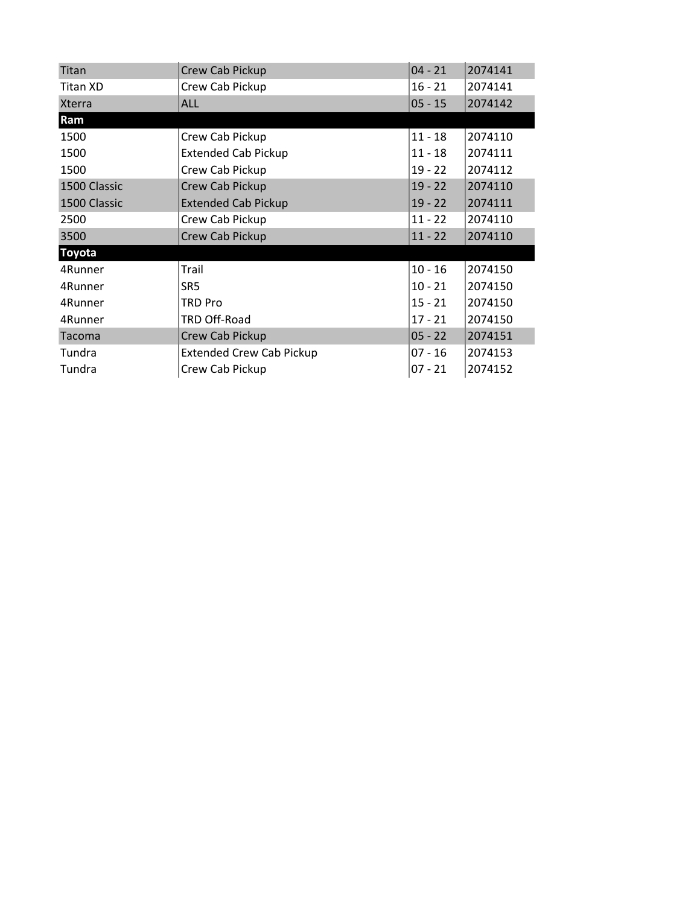| | | | |
|---|---|---|---|
| Titan | Crew Cab Pickup | 04 - 21 | 2074141 |
| Titan XD | Crew Cab Pickup | 16 - 21 | 2074141 |
| Xterra | ALL | 05 - 15 | 2074142 |
| **Ram** | | | |
| 1500 | Crew Cab Pickup | 11 - 18 | 2074110 |
| 1500 | Extended Cab Pickup | 11 - 18 | 2074111 |
| 1500 | Crew Cab Pickup | 19 - 22 | 2074112 |
| 1500 Classic | Crew Cab Pickup | 19 - 22 | 2074110 |
| 1500 Classic | Extended Cab Pickup | 19 - 22 | 2074111 |
| 2500 | Crew Cab Pickup | 11 - 22 | 2074110 |
| 3500 | Crew Cab Pickup | 11 - 22 | 2074110 |
| **Toyota** | | | |
| 4Runner | Trail | 10 - 16 | 2074150 |
| 4Runner | SR5 | 10 - 21 | 2074150 |
| 4Runner | TRD Pro | 15 - 21 | 2074150 |
| 4Runner | TRD Off-Road | 17 - 21 | 2074150 |
| Tacoma | Crew Cab Pickup | 05 - 22 | 2074151 |
| Tundra | Extended Crew Cab Pickup | 07 - 16 | 2074153 |
| Tundra | Crew Cab Pickup | 07 - 21 | 2074152 |